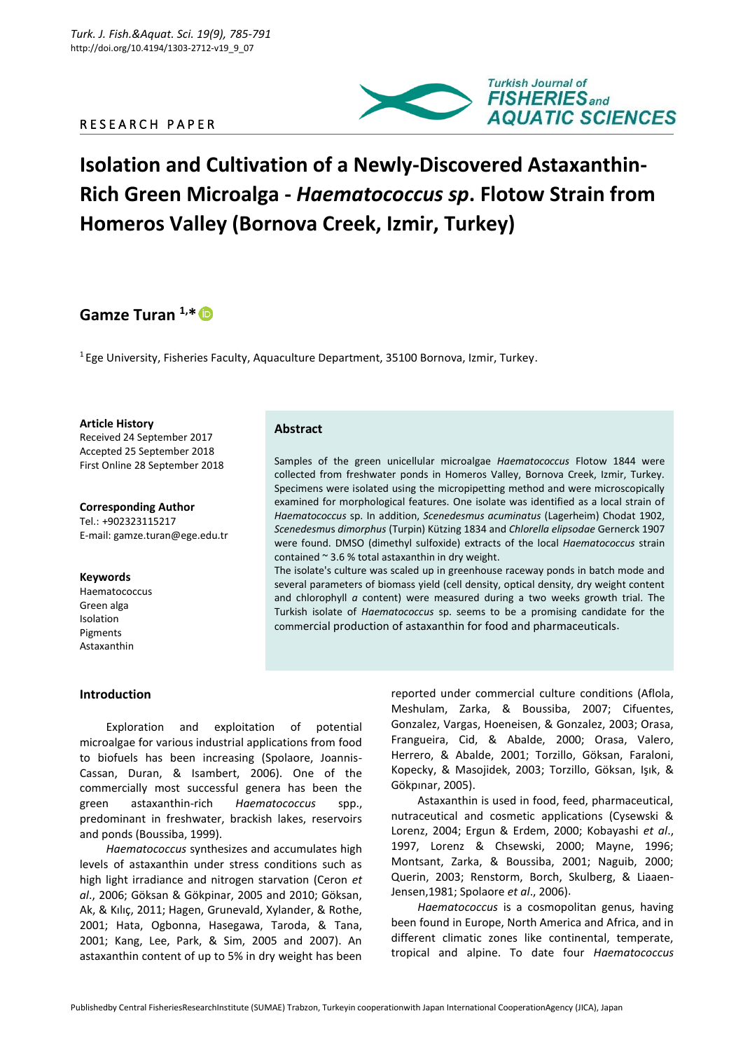RESEARCH PAPER

# Isolation and Cultivation of a Newly-Discovered Astaxanthin-Rich Green Microalga - *Haematococcus sp*. Flotow Strain from Homeros Valley (Bornova Creek, Izmir, Turkey)

## Gamze Turan [1,*]

[1] Ege University, Fisheries Faculty, Aquaculture Department, 35100 Bornova, Izmir, Turkey.

**Article History**
Received 24 September 2017
Accepted 25 September 2018
First Online 28 September 2018

**Corresponding Author**
Tel.: +902323115217
E-mail: gamze.turan@ege.edu.tr

**Keywords**
Haematococcus
Green alga
Isolation
Pigments
Astaxanthin

### Abstract

Samples of the green unicellular microalgae *Haematococcus* Flotow 1844 were collected from freshwater ponds in Homeros Valley, Bornova Creek, Izmir, Turkey. Specimens were isolated using the micropipetting method and were microscopically examined for morphological features. One isolate was identified as a local strain of *Haematococcus* sp. In addition, *Scenedesmus acuminatus* (Lagerheim) Chodat 1902, *Scenedesmus dimorphus* (Turpin) Kützing 1834 and *Chlorella elipsodae* Gernerck 1907 were found. DMSO (dimethyl sulfoxide) extracts of the local *Haematococcus* strain contained ~ 3.6 % total astaxanthin in dry weight.

The isolate's culture was scaled up in greenhouse raceway ponds in batch mode and several parameters of biomass yield (cell density, optical density, dry weight content and chlorophyll *a* content) were measured during a two weeks growth trial. The Turkish isolate of *Haematococcus* sp. seems to be a promising candidate for the commercial production of astaxanthin for food and pharmaceuticals.

## Introduction

Exploration and exploitation of potential microalgae for various industrial applications from food to biofuels has been increasing (Spolaore, Joannis-Cassan, Duran, & Isambert, 2006). One of the commercially most successful genera has been the green astaxanthin-rich *Haematococcus* spp., predominant in freshwater, brackish lakes, reservoirs and ponds (Boussiba, 1999).

*Haematococcus* synthesizes and accumulates high levels of astaxanthin under stress conditions such as high light irradiance and nitrogen starvation (Ceron *et al*., 2006; Göksan & Gökpinar, 2005 and 2010; Göksan, Ak, & Kılıç, 2011; Hagen, Grunevald, Xylander, & Rothe, 2001; Hata, Ogbonna, Hasegawa, Taroda, & Tana, 2001; Kang, Lee, Park, & Sim, 2005 and 2007). An astaxanthin content of up to 5% in dry weight has been reported under commercial culture conditions (Aflola, Meshulam, Zarka, & Boussiba, 2007; Cifuentes, Gonzalez, Vargas, Hoeneisen, & Gonzalez, 2003; Orasa, Frangueira, Cid, & Abalde, 2000; Orasa, Valero, Herrero, & Abalde, 2001; Torzillo, Göksan, Faraloni, Kopecky, & Masojidek, 2003; Torzillo, Göksan, Işık, & Gökpınar, 2005).

Astaxanthin is used in food, feed, pharmaceutical, nutraceutical and cosmetic applications (Cysewski & Lorenz, 2004; Ergun & Erdem, 2000; Kobayashi *et al*., 1997, Lorenz & Chsewski, 2000; Mayne, 1996; Montsant, Zarka, & Boussiba, 2001; Naguib, 2000; Querin, 2003; Renstorm, Borch, Skulberg, & Liaaen-Jensen,1981; Spolaore *et al*., 2006).

*Haematococcus* is a cosmopolitan genus, having been found in Europe, North America and Africa, and in different climatic zones like continental, temperate, tropical and alpine. To date four *Haematococcus*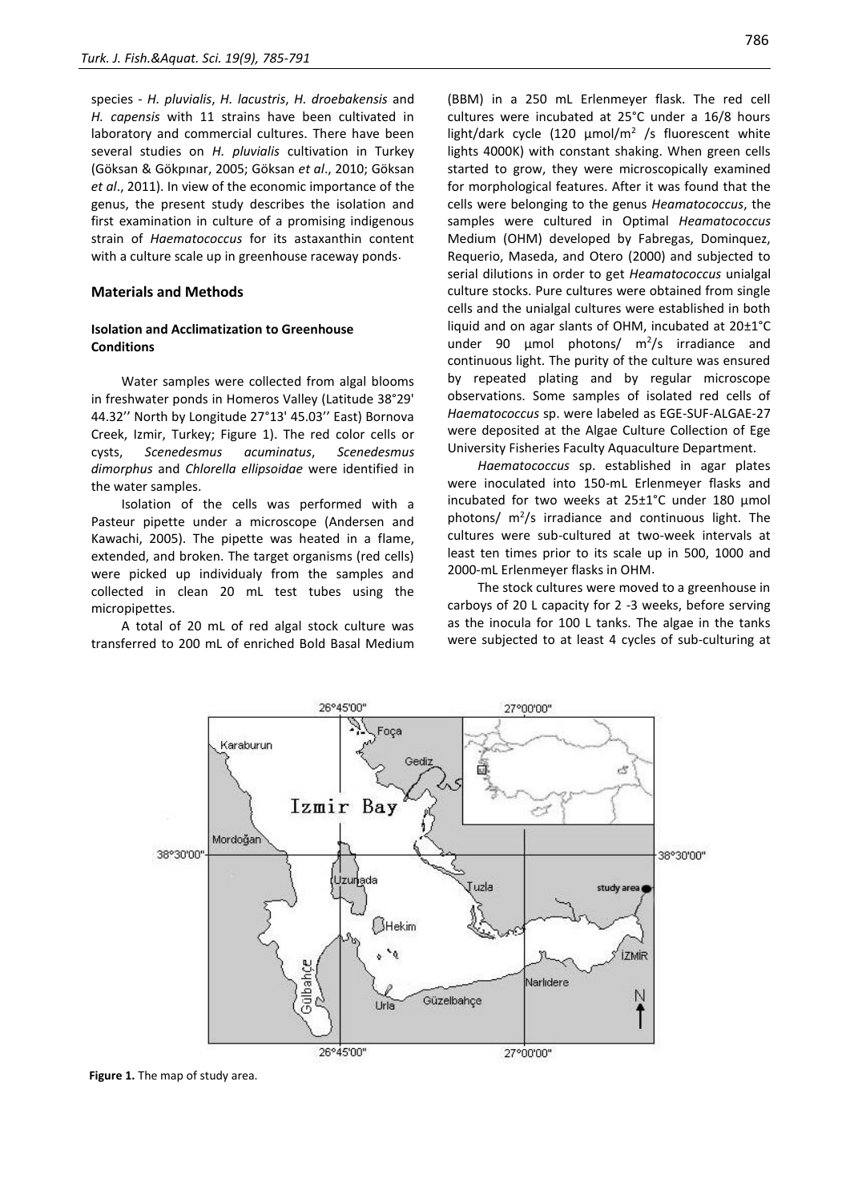species - *H. pluvialis*, *H. lacustris*, *H. droebakensis* and *H. capensis* with 11 strains have been cultivated in laboratory and commercial cultures. There have been several studies on *H. pluvialis* cultivation in Turkey (Göksan & Gökpınar, 2005; Göksan *et al*., 2010; Göksan *et al*., 2011). In view of the economic importance of the genus, the present study describes the isolation and first examination in culture of a promising indigenous strain of *Haematococcus* for its astaxanthin content with a culture scale up in greenhouse raceway ponds.

## Materials and Methods

### Isolation and Acclimatization to Greenhouse Conditions

Water samples were collected from algal blooms in freshwater ponds in Homeros Valley (Latitude 38°29' 44.32'' North by Longitude 27°13' 45.03'' East) Bornova Creek, Izmir, Turkey; Figure 1). The red color cells or cysts, *Scenedesmus acuminatus*, *Scenedesmus dimorphus* and *Chlorella ellipsoidae* were identified in the water samples.

Isolation of the cells was performed with a Pasteur pipette under a microscope (Andersen and Kawachi, 2005). The pipette was heated in a flame, extended, and broken. The target organisms (red cells) were picked up individualy from the samples and collected in clean 20 mL test tubes using the micropipettes.

A total of 20 mL of red algal stock culture was transferred to 200 mL of enriched Bold Basal Medium (BBM) in a 250 mL Erlenmeyer flask. The red cell cultures were incubated at 25°C under a 16/8 hours light/dark cycle (120 µmol/m$^2$ /s fluorescent white lights 4000K) with constant shaking. When green cells started to grow, they were microscopically examined for morphological features. After it was found that the cells were belonging to the genus *Heamatococcus*, the samples were cultured in Optimal *Heamatococcus* Medium (OHM) developed by Fabregas, Dominquez, Requerio, Maseda, and Otero (2000) and subjected to serial dilutions in order to get *Heamatococcus* unialgal culture stocks. Pure cultures were obtained from single cells and the unialgal cultures were established in both liquid and on agar slants of OHM, incubated at 20±1°C under 90 µmol photons/ m$^2$/s irradiance and continuous light. The purity of the culture was ensured by repeated plating and by regular microscope observations. Some samples of isolated red cells of *Haematococcus* sp. were labeled as EGE-SUF-ALGAE-27 were deposited at the Algae Culture Collection of Ege University Fisheries Faculty Aquaculture Department.

*Haematococcus* sp. established in agar plates were inoculated into 150-mL Erlenmeyer flasks and incubated for two weeks at 25±1°C under 180 µmol photons/ m$^2$/s irradiance and continuous light. The cultures were sub-cultured at two-week intervals at least ten times prior to its scale up in 500, 1000 and 2000-mL Erlenmeyer flasks in OHM.

The stock cultures were moved to a greenhouse in carboys of 20 L capacity for 2 -3 weeks, before serving as the inocula for 100 L tanks. The algae in the tanks were subjected to at least 4 cycles of sub-culturing at

**Figure 1.** The map of study area.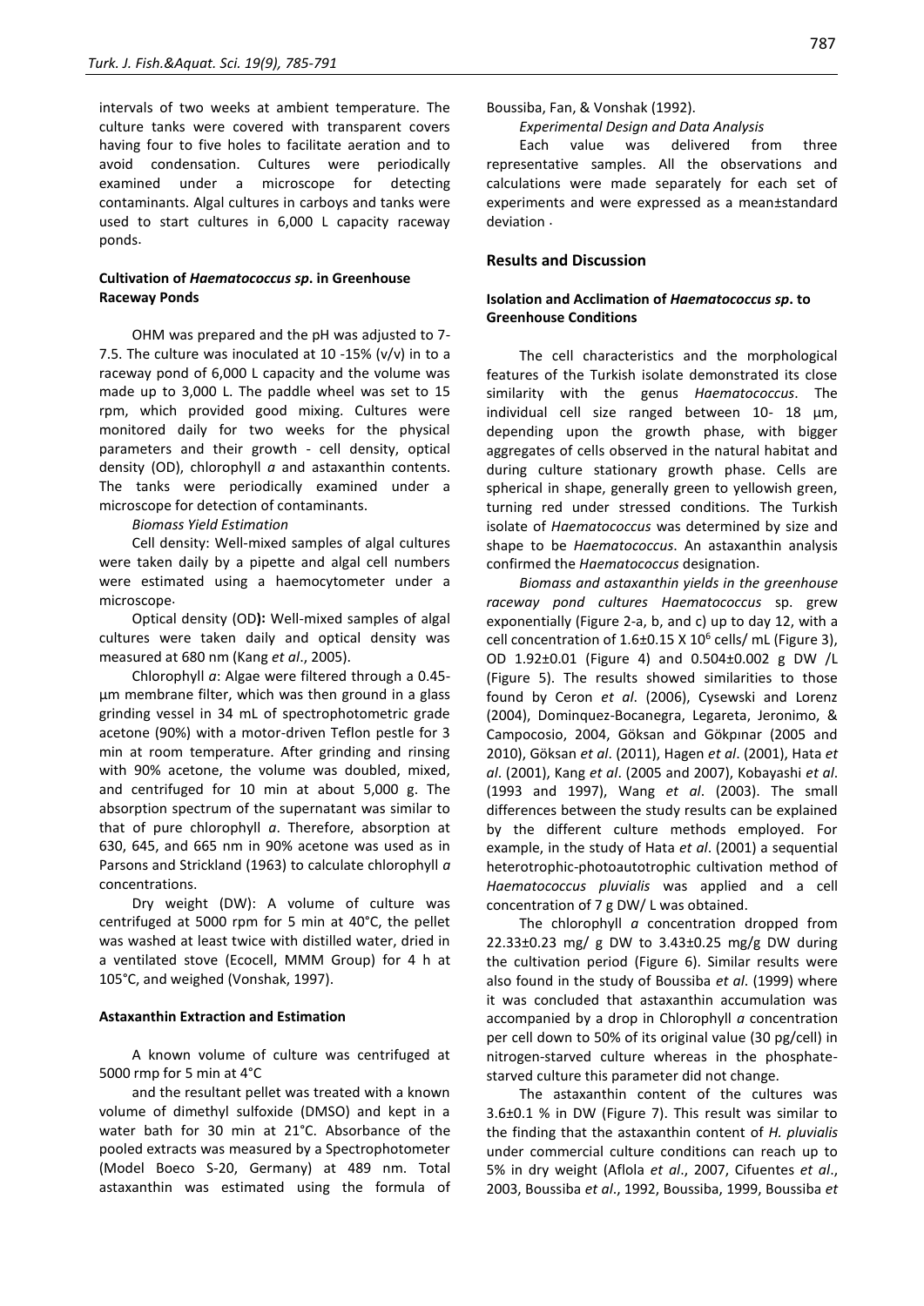intervals of two weeks at ambient temperature. The culture tanks were covered with transparent covers having four to five holes to facilitate aeration and to avoid condensation. Cultures were periodically examined under a microscope for detecting contaminants. Algal cultures in carboys and tanks were used to start cultures in 6,000 L capacity raceway ponds.

### Cultivation of *Haematococcus sp*. in Greenhouse Raceway Ponds

OHM was prepared and the pH was adjusted to 7-7.5. The culture was inoculated at 10 -15% (v/v) in to a raceway pond of 6,000 L capacity and the volume was made up to 3,000 L. The paddle wheel was set to 15 rpm, which provided good mixing. Cultures were monitored daily for two weeks for the physical parameters and their growth - cell density, optical density (OD), chlorophyll *a* and astaxanthin contents. The tanks were periodically examined under a microscope for detection of contaminants.

*Biomass Yield Estimation*

Cell density: Well-mixed samples of algal cultures were taken daily by a pipette and algal cell numbers were estimated using a haemocytometer under a microscope.

Optical density (OD**):** Well-mixed samples of algal cultures were taken daily and optical density was measured at 680 nm (Kang *et al*., 2005).

Chlorophyll *a*: Algae were filtered through a 0.45-µm membrane filter, which was then ground in a glass grinding vessel in 34 mL of spectrophotometric grade acetone (90%) with a motor-driven Teflon pestle for 3 min at room temperature. After grinding and rinsing with 90% acetone, the volume was doubled, mixed, and centrifuged for 10 min at about 5,000 g. The absorption spectrum of the supernatant was similar to that of pure chlorophyll *a*. Therefore, absorption at 630, 645, and 665 nm in 90% acetone was used as in Parsons and Strickland (1963) to calculate chlorophyll *a* concentrations.

Dry weight (DW): A volume of culture was centrifuged at 5000 rpm for 5 min at 40°C, the pellet was washed at least twice with distilled water, dried in a ventilated stove (Ecocell, MMM Group) for 4 h at 105°C, and weighed (Vonshak, 1997).

### Astaxanthin Extraction and Estimation

A known volume of culture was centrifuged at 5000 rmp for 5 min at 4°C

and the resultant pellet was treated with a known volume of dimethyl sulfoxide (DMSO) and kept in a water bath for 30 min at 21°C. Absorbance of the pooled extracts was measured by a Spectrophotometer (Model Boeco S-20, Germany) at 489 nm. Total astaxanthin was estimated using the formula of Boussiba, Fan, & Vonshak (1992).

*Experimental Design and Data Analysis*

Each value was delivered from three representative samples. All the observations and calculations were made separately for each set of experiments and were expressed as a mean±standard deviation.

## Results and Discussion

### Isolation and Acclimation of *Haematococcus sp*. to Greenhouse Conditions

The cell characteristics and the morphological features of the Turkish isolate demonstrated its close similarity with the genus *Haematococcus*. The individual cell size ranged between 10- 18 µm, depending upon the growth phase, with bigger aggregates of cells observed in the natural habitat and during culture stationary growth phase. Cells are spherical in shape, generally green to yellowish green, turning red under stressed conditions. The Turkish isolate of *Haematococcus* was determined by size and shape to be *Haematococcus*. An astaxanthin analysis confirmed the *Haematococcus* designation.

*Biomass and astaxanthin yields in the greenhouse raceway pond cultures Haematococcus* sp. grew exponentially (Figure 2-a, b, and c) up to day 12, with a cell concentration of 1.6±0.15 X $10^6$ cells/ mL (Figure 3), OD 1.92±0.01 (Figure 4) and 0.504±0.002 g DW /L (Figure 5). The results showed similarities to those found by Ceron *et al*. (2006), Cysewski and Lorenz (2004), Dominquez-Bocanegra, Legareta, Jeronimo, & Campocosio, 2004, Göksan and Gökpınar (2005 and 2010), Göksan *et al*. (2011), Hagen *et al*. (2001), Hata *et al*. (2001), Kang *et al*. (2005 and 2007), Kobayashi *et al*. (1993 and 1997), Wang *et al*. (2003). The small differences between the study results can be explained by the different culture methods employed. For example, in the study of Hata *et al*. (2001) a sequential heterotrophic-photoautotrophic cultivation method of *Haematococcus pluvialis* was applied and a cell concentration of 7 g DW/ L was obtained.

The chlorophyll *a* concentration dropped from 22.33±0.23 mg/ g DW to 3.43±0.25 mg/g DW during the cultivation period (Figure 6). Similar results were also found in the study of Boussiba *et al*. (1999) where it was concluded that astaxanthin accumulation was accompanied by a drop in Chlorophyll *a* concentration per cell down to 50% of its original value (30 pg/cell) in nitrogen-starved culture whereas in the phosphate-starved culture this parameter did not change.

The astaxanthin content of the cultures was 3.6±0.1 % in DW (Figure 7). This result was similar to the finding that the astaxanthin content of *H. pluvialis* under commercial culture conditions can reach up to 5% in dry weight (Aflola *et al*., 2007, Cifuentes *et al*., 2003, Boussiba *et al*., 1992, Boussiba, 1999, Boussiba *et*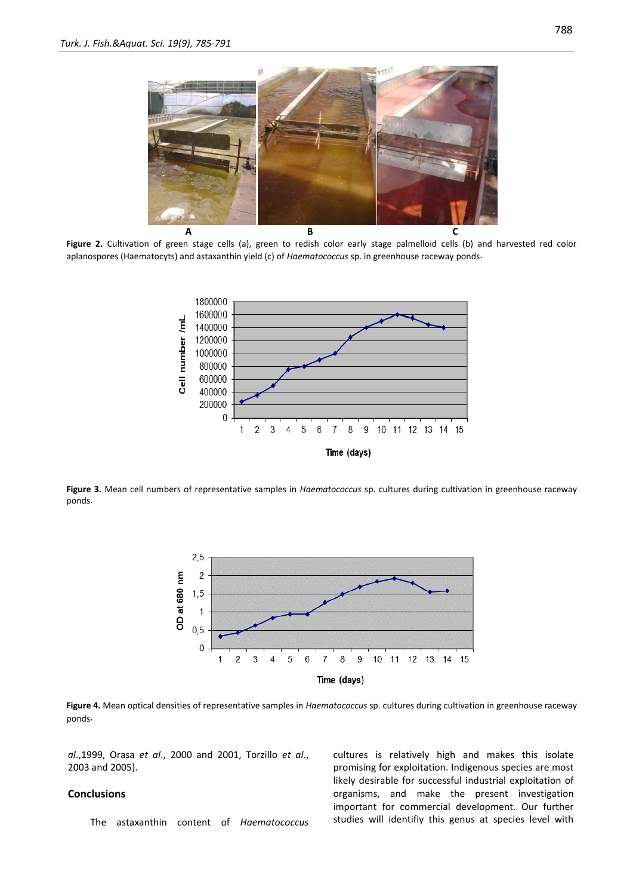**Figure 2.** Cultivation of green stage cells (a), green to redish color early stage palmelloid cells (b) and harvested red color aplanospores (Haematocyts) and astaxanthin yield (c) of *Haematococcus* sp. in greenhouse raceway ponds.

**Figure 3.** Mean cell numbers of representative samples in *Haematococcus* sp. cultures during cultivation in greenhouse raceway ponds.

**Figure 4.** Mean optical densities of representative samples in *Haematococcus* sp. cultures during cultivation in greenhouse raceway ponds.

*al.*,1999, Orasa *et al.*, 2000 and 2001, Torzillo *et al.*, 2003 and 2005).

## Conclusions

The astaxanthin content of *Haematococcus* cultures is relatively high and makes this isolate promising for exploitation. Indigenous species are most likely desirable for successful industrial exploitation of organisms, and make the present investigation important for commercial development. Our further studies will identifiy this genus at species level with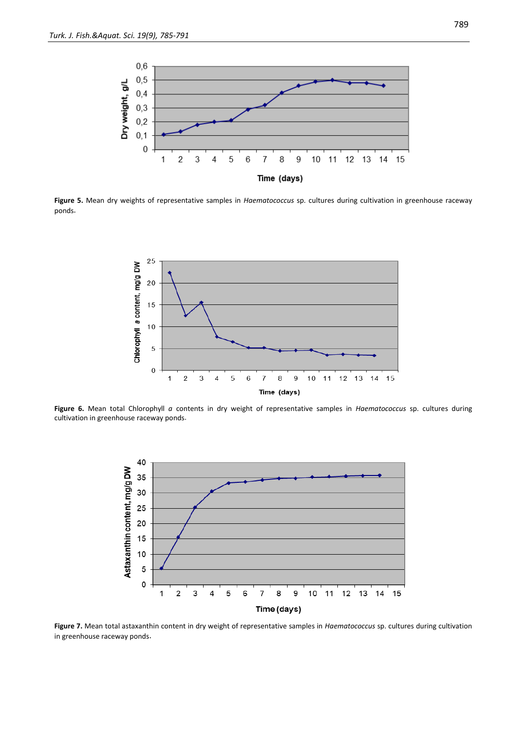**Figure 5.** Mean dry weights of representative samples in *Haematococcus* sp. cultures during cultivation in greenhouse raceway ponds.

**Figure 6.** Mean total Chlorophyll *a* contents in dry weight of representative samples in *Haematococcus* sp. cultures during cultivation in greenhouse raceway ponds.

**Figure 7.** Mean total astaxanthin content in dry weight of representative samples in *Haematococcus* sp. cultures during cultivation in greenhouse raceway ponds.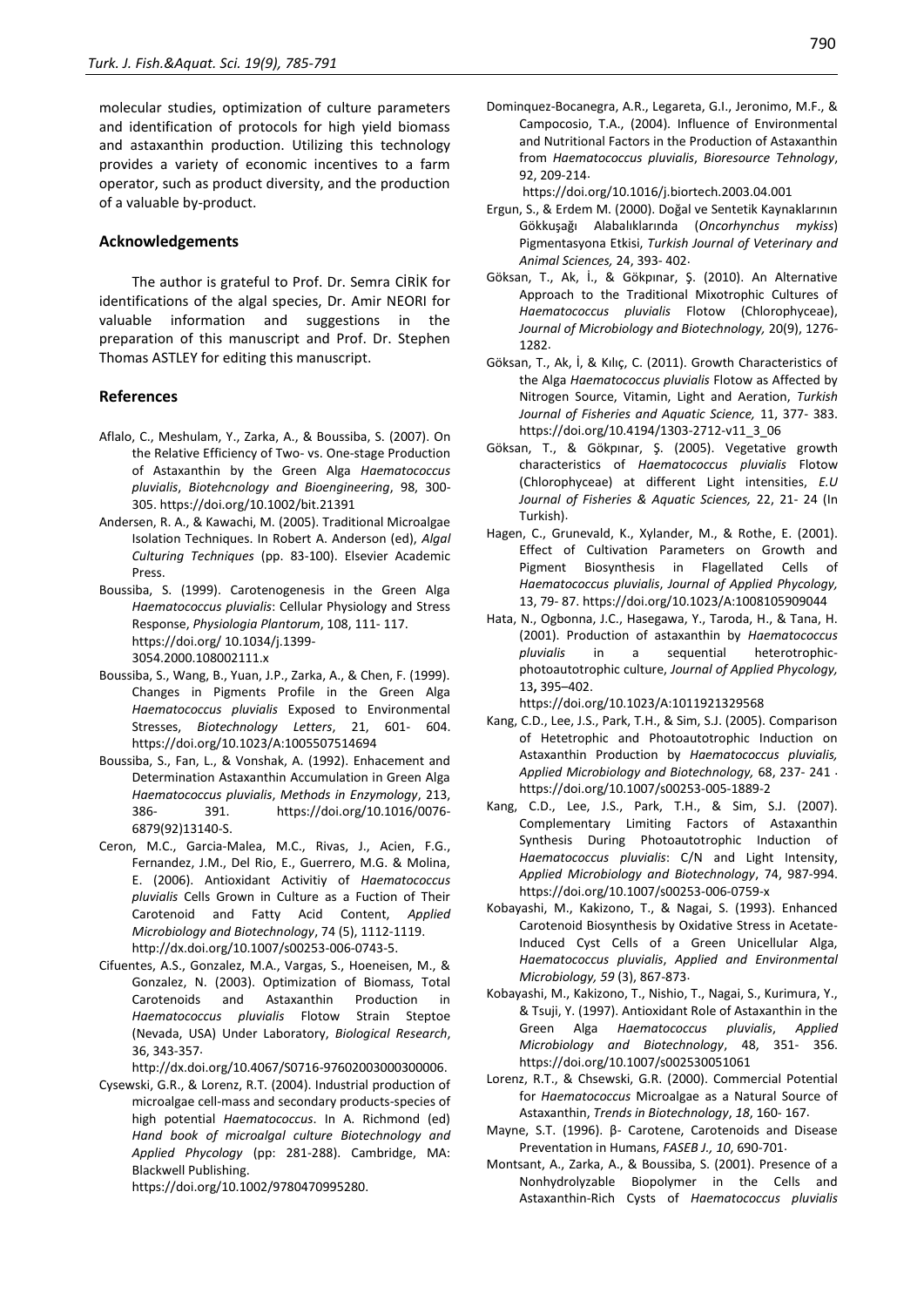molecular studies, optimization of culture parameters and identification of protocols for high yield biomass and astaxanthin production. Utilizing this technology provides a variety of economic incentives to a farm operator, such as product diversity, and the production of a valuable by-product.

## Acknowledgements

The author is grateful to Prof. Dr. Semra CİRİK for identifications of the algal species, Dr. Amir NEORI for valuable information and suggestions in the preparation of this manuscript and Prof. Dr. Stephen Thomas ASTLEY for editing this manuscript.

## References

Aflalo, C., Meshulam, Y., Zarka, A., & Boussiba, S. (2007). On the Relative Efficiency of Two- vs. One-stage Production of Astaxanthin by the Green Alga *Haematococcus pluvialis*, *Biotehcnology and Bioengineering*, 98, 300-305. https://doi.org/10.1002/bit.21391

Andersen, R. A., & Kawachi, M. (2005). Traditional Microalgae Isolation Techniques. In Robert A. Anderson (ed), *Algal Culturing Techniques* (pp. 83-100). Elsevier Academic Press.

Boussiba, S. (1999). Carotenogenesis in the Green Alga *Haematococcus pluvialis*: Cellular Physiology and Stress Response, *Physiologia Plantorum*, 108, 111- 117. https://doi.org/ 10.1034/j.1399-3054.2000.108002111.x

Boussiba, S., Wang, B., Yuan, J.P., Zarka, A., & Chen, F. (1999). Changes in Pigments Profile in the Green Alga *Haematococcus pluvialis* Exposed to Environmental Stresses, *Biotechnology Letters*, 21, 601- 604. https://doi.org/10.1023/A:1005507514694

Boussiba, S., Fan, L., & Vonshak, A. (1992). Enhacement and Determination Astaxanthin Accumulation in Green Alga *Haematococcus pluvialis*, *Methods in Enzymology*, 213, 386- 391. https://doi.org/10.1016/0076-6879(92)13140-S.

Ceron, M.C., Garcia-Malea, M.C., Rivas, J., Acien, F.G., Fernandez, J.M., Del Rio, E., Guerrero, M.G. & Molina, E. (2006). Antioxidant Activitiy of *Haematococcus pluvialis* Cells Grown in Culture as a Fuction of Their Carotenoid and Fatty Acid Content, *Applied Microbiology and Biotechnology*, 74 (5), 1112-1119. http://dx.doi.org/10.1007/s00253-006-0743-5.

Cifuentes, A.S., Gonzalez, M.A., Vargas, S., Hoeneisen, M., & Gonzalez, N. (2003). Optimization of Biomass, Total Carotenoids and Astaxanthin Production in *Haematococcus pluvialis* Flotow Strain Steptoe (Nevada, USA) Under Laboratory, *Biological Research*, 36, 343-357. http://dx.doi.org/10.4067/S0716-97602003000300006.

Cysewski, G.R., & Lorenz, R.T. (2004). Industrial production of microalgae cell-mass and secondary products-species of high potential *Haematococcus*. In A. Richmond (ed) *Hand book of microalgal culture Biotechnology and Applied Phycology* (pp: 281-288). Cambridge, MA: Blackwell Publishing. https://doi.org/10.1002/9780470995280.

Dominquez-Bocanegra, A.R., Legareta, G.I., Jeronimo, M.F., & Campocosio, T.A., (2004). Influence of Environmental and Nutritional Factors in the Production of Astaxanthin from *Haematococcus pluvialis*, *Bioresource Tehnology*, 92, 209-214. https://doi.org/10.1016/j.biortech.2003.04.001

Ergun, S., & Erdem M. (2000). Doğal ve Sentetik Kaynaklarının Gökkuşağı Alabalıklarında (*Oncorhynchus mykiss*) Pigmentasyona Etkisi, *Turkish Journal of Veterinary and Animal Sciences,* 24, 393- 402.

Göksan, T., Ak, İ., & Gökpınar, Ş. (2010). An Alternative Approach to the Traditional Mixotrophic Cultures of *Haematococcus pluvialis* Flotow (Chlorophyceae), *Journal of Microbiology and Biotechnology,* 20(9), 1276-1282.

Göksan, T., Ak, İ, & Kılıç, C. (2011). Growth Characteristics of the Alga *Haematococcus pluvialis* Flotow as Affected by Nitrogen Source, Vitamin, Light and Aeration, *Turkish Journal of Fisheries and Aquatic Science,* 11, 377- 383. https://doi.org/10.4194/1303-2712-v11_3_06

Göksan, T., & Gökpınar, Ş. (2005). Vegetative growth characteristics of *Haematococcus pluvialis* Flotow (Chlorophyceae) at different Light intensities, *E.U Journal of Fisheries & Aquatic Sciences,* 22, 21- 24 (In Turkish).

Hagen, C., Grunevald, K., Xylander, M., & Rothe, E. (2001). Effect of Cultivation Parameters on Growth and Pigment Biosynthesis in Flagellated Cells of *Haematococcus pluvialis*, *Journal of Applied Phycology,* 13, 79- 87. https://doi.org/10.1023/A:1008105909044

Hata, N., Ogbonna, J.C., Hasegawa, Y., Taroda, H., & Tana, H. (2001). Production of astaxanthin by *Haematococcus pluvialis* in a sequential heterotrophic-photoautotrophic culture, *Journal of Applied Phycology,* 13**,** 395–402. https://doi.org/10.1023/A:1011921329568

Kang, C.D., Lee, J.S., Park, T.H., & Sim, S.J. (2005). Comparison of Hetetrophic and Photoautotrophic Induction on Astaxanthin Production by *Haematococcus pluvialis, Applied Microbiology and Biotechnology,* 68, 237- 241. https://doi.org/10.1007/s00253-005-1889-2

Kang, C.D., Lee, J.S., Park, T.H., & Sim, S.J. (2007). Complementary Limiting Factors of Astaxanthin Synthesis During Photoautotrophic Induction of *Haematococcus pluvialis*: C/N and Light Intensity, *Applied Microbiology and Biotechnology*, 74, 987-994. https://doi.org/10.1007/s00253-006-0759-x

Kobayashi, M., Kakizono, T., & Nagai, S. (1993). Enhanced Carotenoid Biosynthesis by Oxidative Stress in Acetate-Induced Cyst Cells of a Green Unicellular Alga, *Haematococcus pluvialis*, *Applied and Environmental Microbiology, 59* (3), 867-873.

Kobayashi, M., Kakizono, T., Nishio, T., Nagai, S., Kurimura, Y., & Tsuji, Y. (1997). Antioxidant Role of Astaxanthin in the Green Alga *Haematococcus pluvialis*, *Applied Microbiology and Biotechnology*, 48, 351- 356. https://doi.org/10.1007/s002530051061

Lorenz, R.T., & Chsewski, G.R. (2000). Commercial Potential for *Haematococcus* Microalgae as a Natural Source of Astaxanthin, *Trends in Biotechnology*, *18*, 160- 167.

Mayne, S.T. (1996). β- Carotene, Carotenoids and Disease Preventation in Humans, *FASEB J., 10*, 690-701.

Montsant, A., Zarka, A., & Boussiba, S. (2001). Presence of a Nonhydrolyzable Biopolymer in the Cells and Astaxanthin-Rich Cysts of *Haematococcus pluvialis*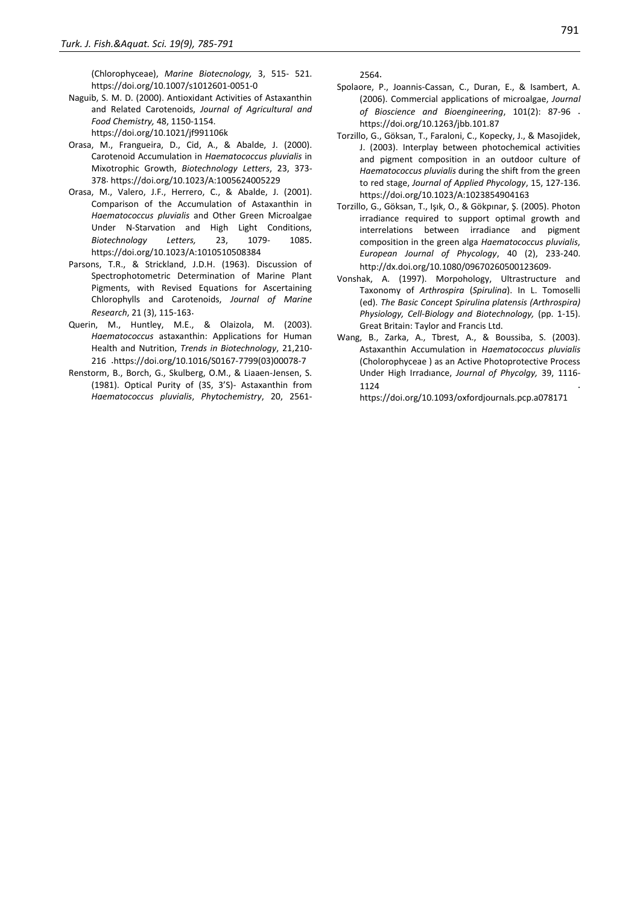(Chlorophyceae), *Marine Biotecnology,* 3, 515- 521. https://doi.org/10.1007/s1012601-0051-0

Naguib, S. M. D. (2000). Antioxidant Activities of Astaxanthin and Related Carotenoids, *Journal of Agricultural and Food Chemistry,* 48, 1150-1154. https://doi.org/10.1021/jf991106k

Orasa, M., Frangueira, D., Cid, A., & Abalde, J. (2000). Carotenoid Accumulation in *Haematococcus pluvialis* in Mixotrophic Growth, *Biotechnology Letters*, 23, 373-378. https://doi.org/10.1023/A:1005624005229

Orasa, M., Valero, J.F., Herrero, C., & Abalde, J. (2001). Comparison of the Accumulation of Astaxanthin in *Haematococcus pluvialis* and Other Green Microalgae Under N-Starvation and High Light Conditions, *Biotechnology Letters,* 23, 1079- 1085. https://doi.org/10.1023/A:1010510508384

Parsons, T.R., & Strickland, J.D.H. (1963). Discussion of Spectrophotometric Determination of Marine Plant Pigments, with Revised Equations for Ascertaining Chlorophylls and Carotenoids, *Journal of Marine Research*, 21 (3), 115-163.

Querin, M., Huntley, M.E., & Olaizola, M. (2003). *Haematococcus* astaxanthin: Applications for Human Health and Nutrition, *Trends in Biotechnology*, 21,210-216 .https://doi.org/10.1016/S0167-7799(03)00078-7

Renstorm, B., Borch, G., Skulberg, O.M., & Liaaen-Jensen, S. (1981). Optical Purity of (3S, 3'S)- Astaxanthin from *Haematococcus pluvialis*, *Phytochemistry*, 20, 2561-2564.

Spolaore, P., Joannis-Cassan, C., Duran, E., & Isambert, A. (2006). Commercial applications of microalgae, *Journal of Bioscience and Bioengineering*, 101(2): 87-96 . https://doi.org/10.1263/jbb.101.87

Torzillo, G., Göksan, T., Faraloni, C., Kopecky, J., & Masojidek, J. (2003). Interplay between photochemical activities and pigment composition in an outdoor culture of *Haematococcus pluvialis* during the shift from the green to red stage, *Journal of Applied Phycology*, 15, 127-136. https://doi.org/10.1023/A:1023854904163

Torzillo, G., Göksan, T., Işık, O., & Gökpınar, Ş. (2005). Photon irradiance required to support optimal growth and interrelations between irradiance and pigment composition in the green alga *Haematococcus pluvialis*, *European Journal of Phycology*, 40 (2), 233-240. http://dx.doi.org/10.1080/09670260500123609.

Vonshak, A. (1997). Morpohology, Ultrastructure and Taxonomy of *Arthrospira* (*Spirulina*). In L. Tomoselli (ed). *The Basic Concept Spirulina platensis (Arthrospira) Physiology, Cell-Biology and Biotechnology,* (pp. 1-15). Great Britain: Taylor and Francis Ltd.

Wang, B., Zarka, A., Tbrest, A., & Boussiba, S. (2003). Astaxanthin Accumulation in *Haematococcus pluvialis* (Cholorophyceae ) as an Active Photoprotective Process Under High Irradıance, *Journal of Phycolgy,* 39, 1116-1124 . https://doi.org/10.1093/oxfordjournals.pcp.a078171